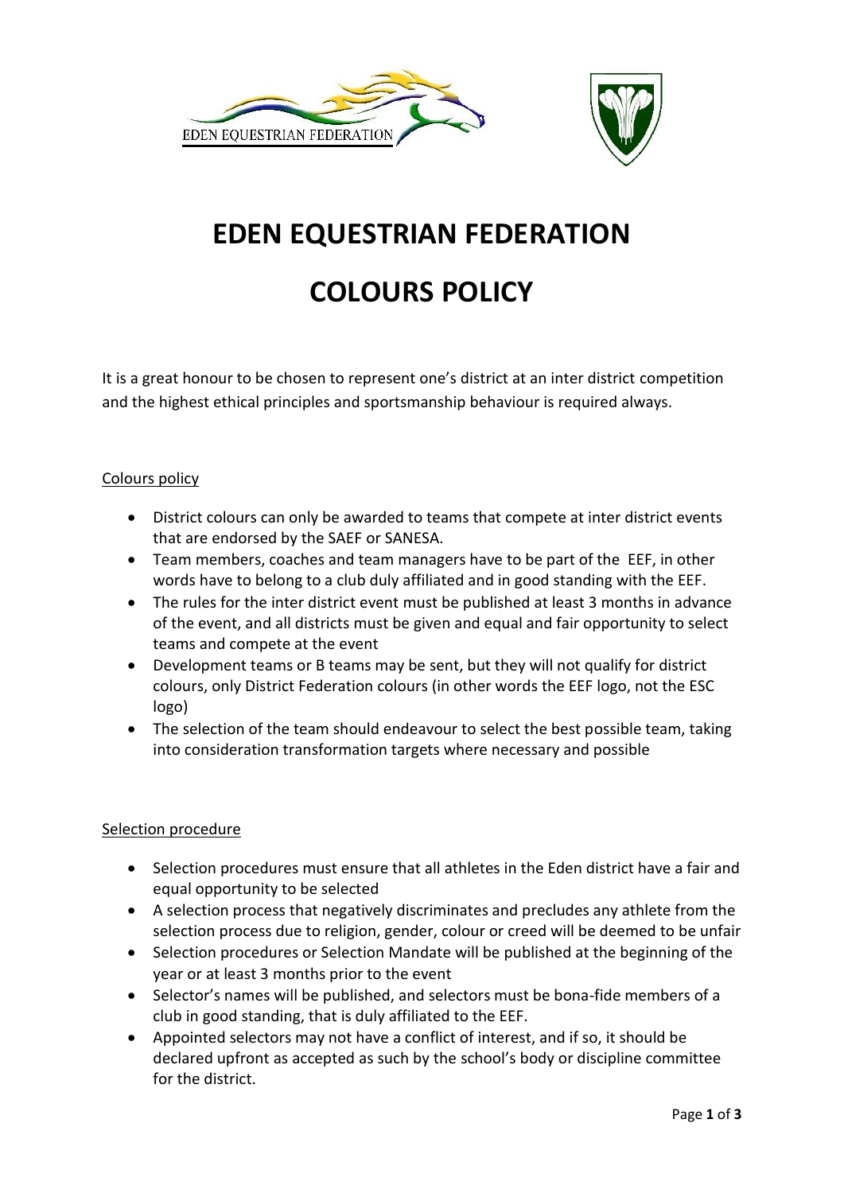# EDEN EQUESTRIAN FEDERATION

# COLOURS POLICY

It is a great honour to be chosen to represent one's district at an inter district competition and the highest ethical principles and sportsmanship behaviour is required always.

## Colours policy

- District colours can only be awarded to teams that compete at inter district events that are endorsed by the SAEF or SANESA.
- Team members, coaches and team managers have to be part of the EEF, in other words have to belong to a club duly affiliated and in good standing with the EEF.
- The rules for the inter district event must be published at least 3 months in advance of the event, and all districts must be given and equal and fair opportunity to select teams and compete at the event
- Development teams or B teams may be sent, but they will not qualify for district colours, only District Federation colours (in other words the EEF logo, not the ESC logo)
- The selection of the team should endeavour to select the best possible team, taking into consideration transformation targets where necessary and possible

## Selection procedure

- Selection procedures must ensure that all athletes in the Eden district have a fair and equal opportunity to be selected
- A selection process that negatively discriminates and precludes any athlete from the selection process due to religion, gender, colour or creed will be deemed to be unfair
- Selection procedures or Selection Mandate will be published at the beginning of the year or at least 3 months prior to the event
- Selector's names will be published, and selectors must be bona-fide members of a club in good standing, that is duly affiliated to the EEF.
- Appointed selectors may not have a conflict of interest, and if so, it should be declared upfront as accepted as such by the school's body or discipline committee for the district.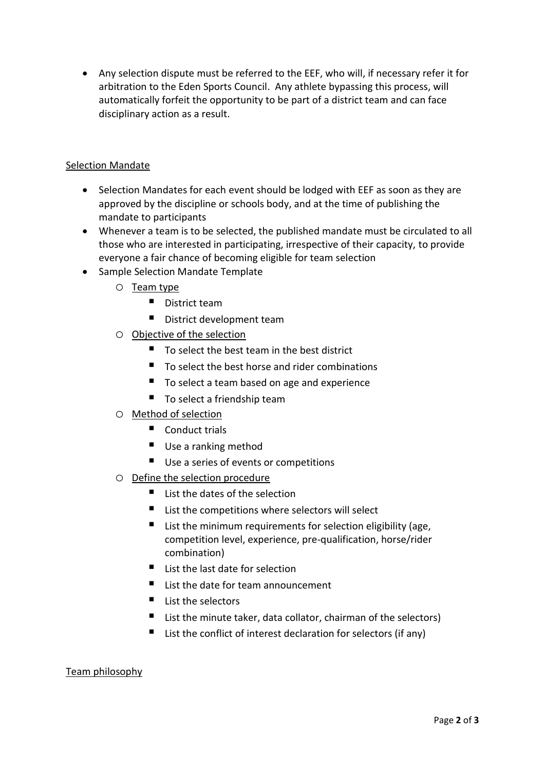- Any selection dispute must be referred to the EEF, who will, if necessary refer it for arbitration to the Eden Sports Council. Any athlete bypassing this process, will automatically forfeit the opportunity to be part of a district team and can face disciplinary action as a result.

<u>Selection Mandate</u>

- Selection Mandates for each event should be lodged with EEF as soon as they are approved by the discipline or schools body, and at the time of publishing the mandate to participants
- Whenever a team is to be selected, the published mandate must be circulated to all those who are interested in participating, irrespective of their capacity, to provide everyone a fair chance of becoming eligible for team selection
- Sample Selection Mandate Template
  - <u>Team type</u>
    - District team
    - District development team
  - <u>Objective of the selection</u>
    - To select the best team in the best district
    - To select the best horse and rider combinations
    - To select a team based on age and experience
    - To select a friendship team
  - <u>Method of selection</u>
    - Conduct trials
    - Use a ranking method
    - Use a series of events or competitions
  - <u>Define the selection procedure</u>
    - List the dates of the selection
    - List the competitions where selectors will select
    - List the minimum requirements for selection eligibility (age, competition level, experience, pre-qualification, horse/rider combination)
    - List the last date for selection
    - List the date for team announcement
    - List the selectors
    - List the minute taker, data collator, chairman of the selectors)
    - List the conflict of interest declaration for selectors (if any)

<u>Team philosophy</u>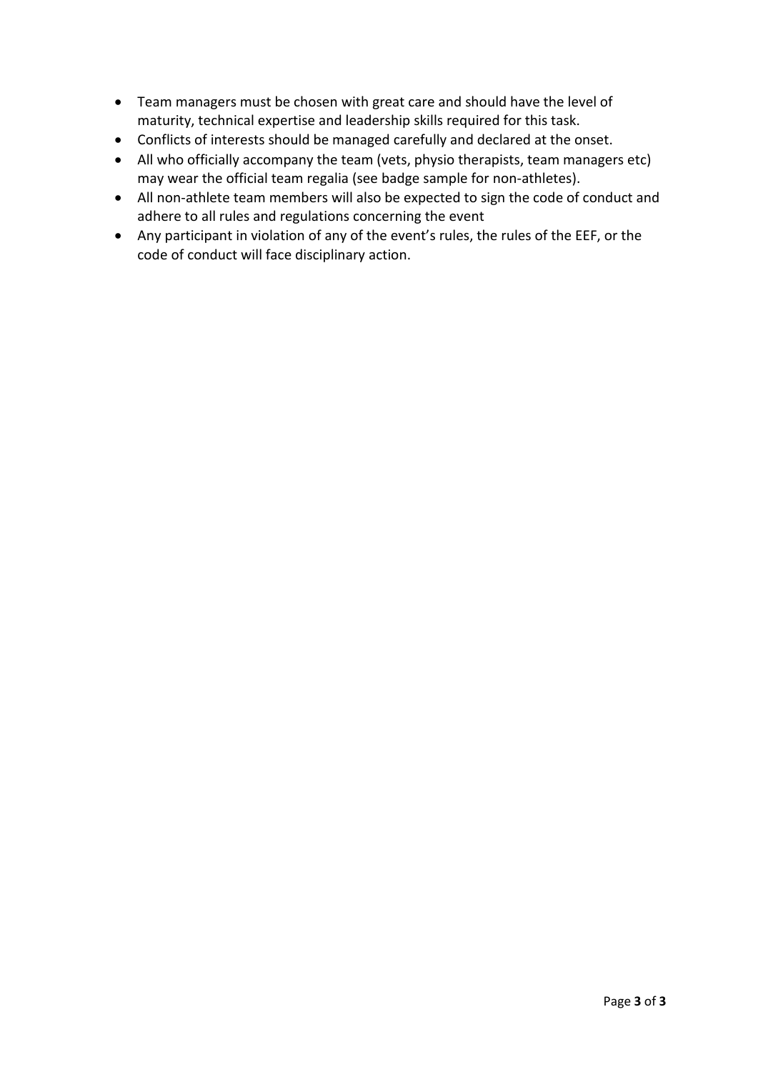- Team managers must be chosen with great care and should have the level of maturity, technical expertise and leadership skills required for this task.
- Conflicts of interests should be managed carefully and declared at the onset.
- All who officially accompany the team (vets, physio therapists, team managers etc) may wear the official team regalia (see badge sample for non-athletes).
- All non-athlete team members will also be expected to sign the code of conduct and adhere to all rules and regulations concerning the event
- Any participant in violation of any of the event's rules, the rules of the EEF, or the code of conduct will face disciplinary action.